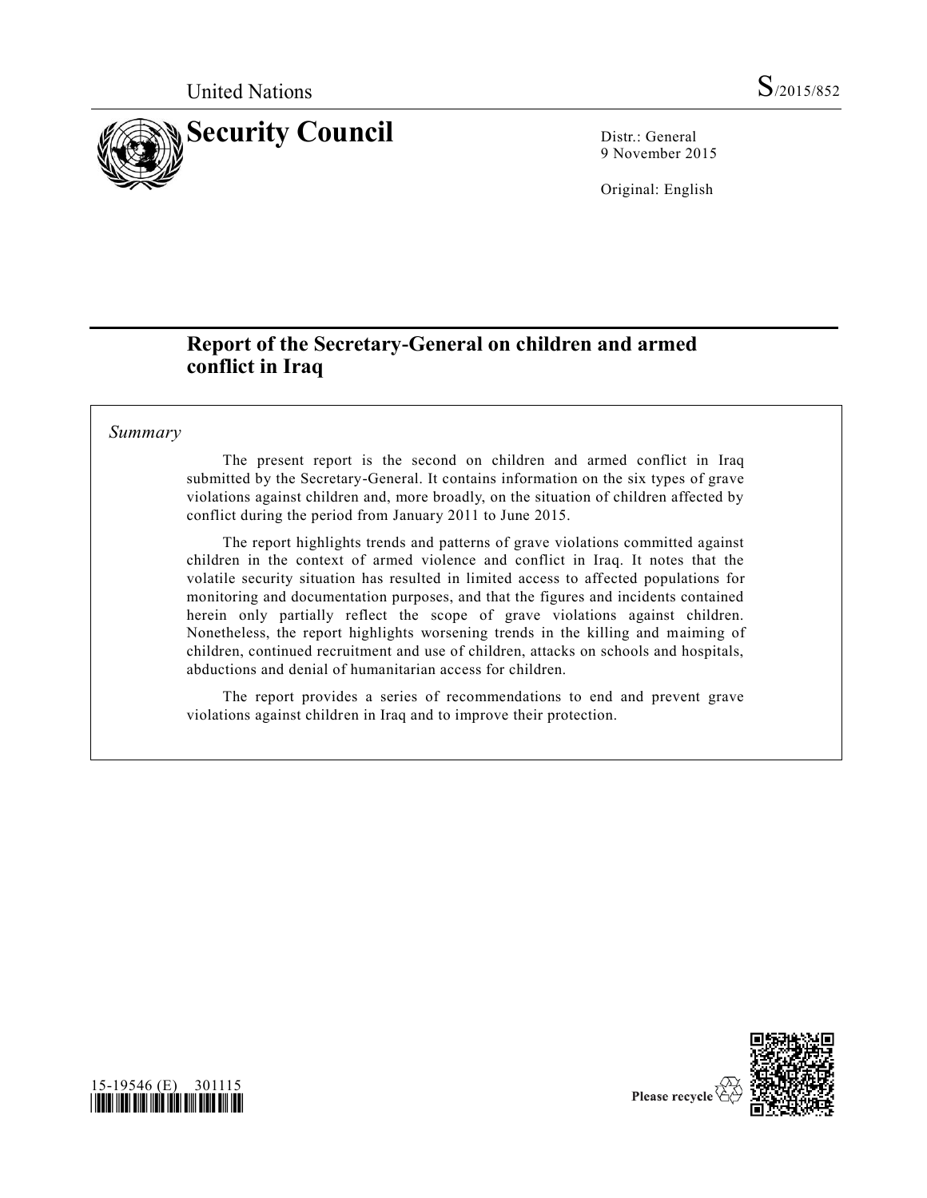United Nations S/2015/852

# Security Council

Distr.: General
9 November 2015

Original: English

## Report of the Secretary-General on children and armed conflict in Iraq

*Summary*

The present report is the second on children and armed conflict in Iraq submitted by the Secretary-General. It contains information on the six types of grave violations against children and, more broadly, on the situation of children affected by conflict during the period from January 2011 to June 2015.

The report highlights trends and patterns of grave violations committed against children in the context of armed violence and conflict in Iraq. It notes that the volatile security situation has resulted in limited access to affected populations for monitoring and documentation purposes, and that the figures and incidents contained herein only partially reflect the scope of grave violations against children. Nonetheless, the report highlights worsening trends in the killing and maiming of children, continued recruitment and use of children, attacks on schools and hospitals, abductions and denial of humanitarian access for children.

The report provides a series of recommendations to end and prevent grave violations against children in Iraq and to improve their protection.

15-19546 (E) 301115

Please recycle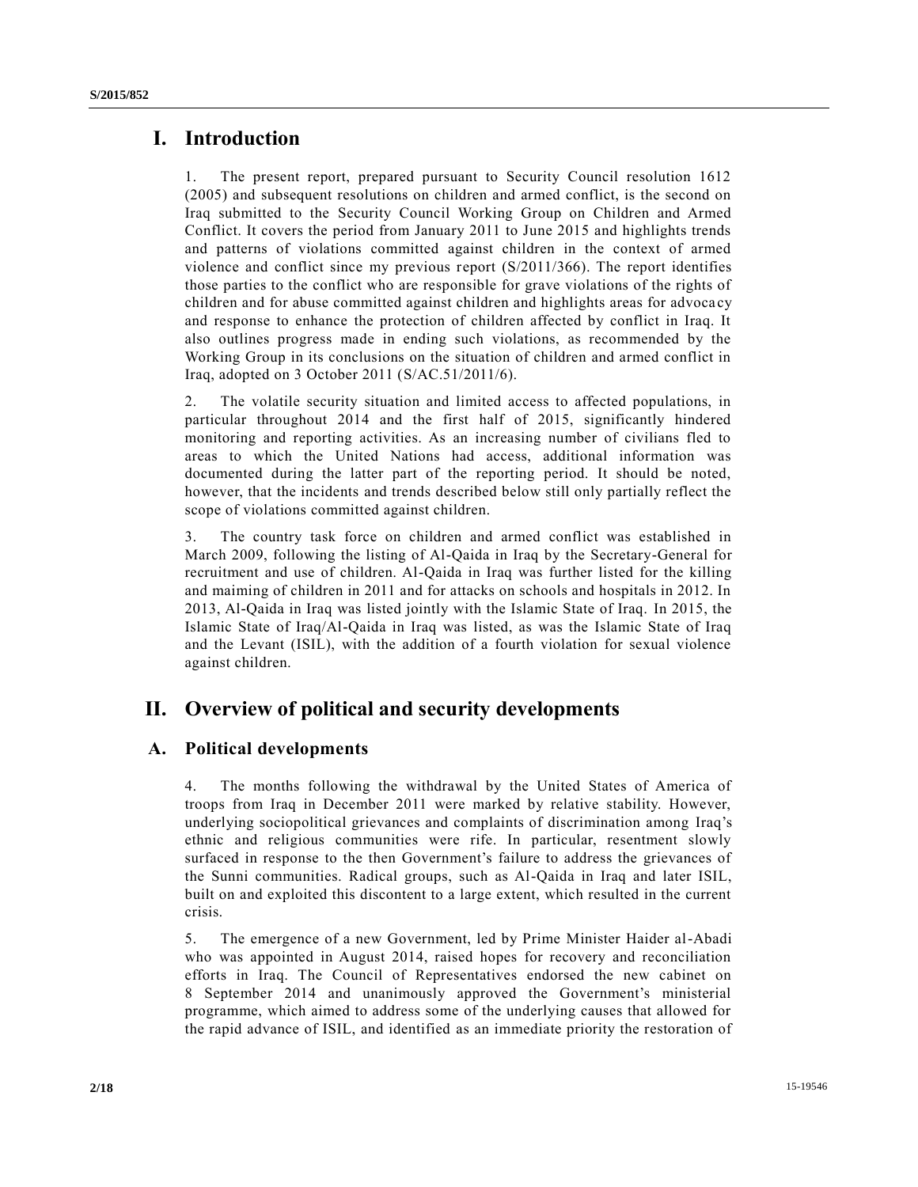# I. Introduction

1. The present report, prepared pursuant to Security Council resolution 1612 (2005) and subsequent resolutions on children and armed conflict, is the second on Iraq submitted to the Security Council Working Group on Children and Armed Conflict. It covers the period from January 2011 to June 2015 and highlights trends and patterns of violations committed against children in the context of armed violence and conflict since my previous report (S/2011/366). The report identifies those parties to the conflict who are responsible for grave violations of the rights of children and for abuse committed against children and highlights areas for advocacy and response to enhance the protection of children affected by conflict in Iraq. It also outlines progress made in ending such violations, as recommended by the Working Group in its conclusions on the situation of children and armed conflict in Iraq, adopted on 3 October 2011 (S/AC.51/2011/6).

2. The volatile security situation and limited access to affected populations, in particular throughout 2014 and the first half of 2015, significantly hindered monitoring and reporting activities. As an increasing number of civilians fled to areas to which the United Nations had access, additional information was documented during the latter part of the reporting period. It should be noted, however, that the incidents and trends described below still only partially reflect the scope of violations committed against children.

3. The country task force on children and armed conflict was established in March 2009, following the listing of Al-Qaida in Iraq by the Secretary-General for recruitment and use of children. Al-Qaida in Iraq was further listed for the killing and maiming of children in 2011 and for attacks on schools and hospitals in 2012. In 2013, Al-Qaida in Iraq was listed jointly with the Islamic State of Iraq. In 2015, the Islamic State of Iraq/Al-Qaida in Iraq was listed, as was the Islamic State of Iraq and the Levant (ISIL), with the addition of a fourth violation for sexual violence against children.

# II. Overview of political and security developments

## A. Political developments

4. The months following the withdrawal by the United States of America of troops from Iraq in December 2011 were marked by relative stability. However, underlying sociopolitical grievances and complaints of discrimination among Iraq's ethnic and religious communities were rife. In particular, resentment slowly surfaced in response to the then Government's failure to address the grievances of the Sunni communities. Radical groups, such as Al-Qaida in Iraq and later ISIL, built on and exploited this discontent to a large extent, which resulted in the current crisis.

5. The emergence of a new Government, led by Prime Minister Haider al-Abadi who was appointed in August 2014, raised hopes for recovery and reconciliation efforts in Iraq. The Council of Representatives endorsed the new cabinet on 8 September 2014 and unanimously approved the Government's ministerial programme, which aimed to address some of the underlying causes that allowed for the rapid advance of ISIL, and identified as an immediate priority the restoration of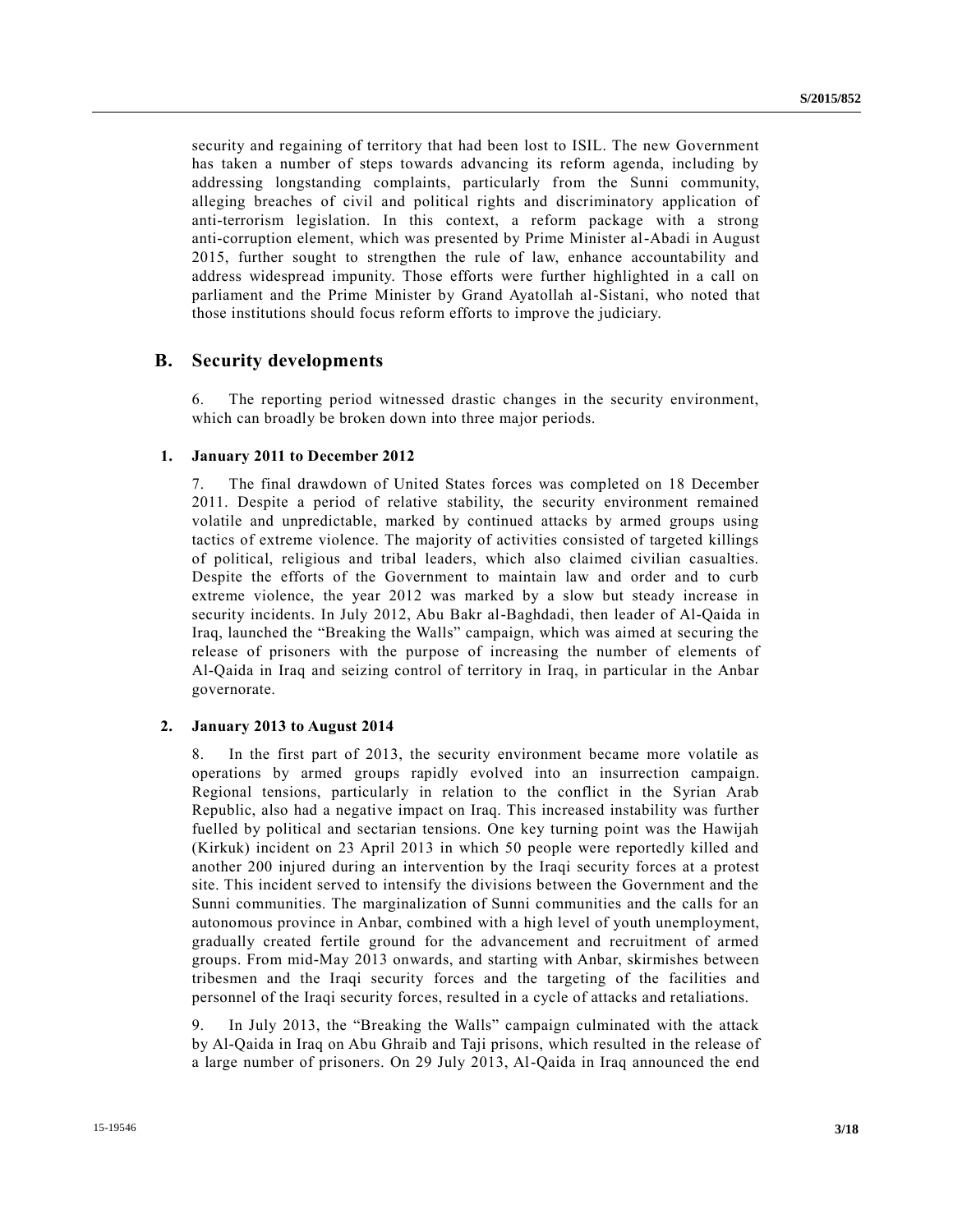security and regaining of territory that had been lost to ISIL. The new Government has taken a number of steps towards advancing its reform agenda, including by addressing longstanding complaints, particularly from the Sunni community, alleging breaches of civil and political rights and discriminatory application of anti-terrorism legislation. In this context, a reform package with a strong anti-corruption element, which was presented by Prime Minister al-Abadi in August 2015, further sought to strengthen the rule of law, enhance accountability and address widespread impunity. Those efforts were further highlighted in a call on parliament and the Prime Minister by Grand Ayatollah al-Sistani, who noted that those institutions should focus reform efforts to improve the judiciary.

## B. Security developments

6. The reporting period witnessed drastic changes in the security environment, which can broadly be broken down into three major periods.

### 1. January 2011 to December 2012

7. The final drawdown of United States forces was completed on 18 December 2011. Despite a period of relative stability, the security environment remained volatile and unpredictable, marked by continued attacks by armed groups using tactics of extreme violence. The majority of activities consisted of targeted killings of political, religious and tribal leaders, which also claimed civilian casualties. Despite the efforts of the Government to maintain law and order and to curb extreme violence, the year 2012 was marked by a slow but steady increase in security incidents. In July 2012, Abu Bakr al-Baghdadi, then leader of Al-Qaida in Iraq, launched the "Breaking the Walls" campaign, which was aimed at securing the release of prisoners with the purpose of increasing the number of elements of Al-Qaida in Iraq and seizing control of territory in Iraq, in particular in the Anbar governorate.

### 2. January 2013 to August 2014

8. In the first part of 2013, the security environment became more volatile as operations by armed groups rapidly evolved into an insurrection campaign. Regional tensions, particularly in relation to the conflict in the Syrian Arab Republic, also had a negative impact on Iraq. This increased instability was further fuelled by political and sectarian tensions. One key turning point was the Hawijah (Kirkuk) incident on 23 April 2013 in which 50 people were reportedly killed and another 200 injured during an intervention by the Iraqi security forces at a protest site. This incident served to intensify the divisions between the Government and the Sunni communities. The marginalization of Sunni communities and the calls for an autonomous province in Anbar, combined with a high level of youth unemployment, gradually created fertile ground for the advancement and recruitment of armed groups. From mid-May 2013 onwards, and starting with Anbar, skirmishes between tribesmen and the Iraqi security forces and the targeting of the facilities and personnel of the Iraqi security forces, resulted in a cycle of attacks and retaliations.

9. In July 2013, the "Breaking the Walls" campaign culminated with the attack by Al-Qaida in Iraq on Abu Ghraib and Taji prisons, which resulted in the release of a large number of prisoners. On 29 July 2013, Al-Qaida in Iraq announced the end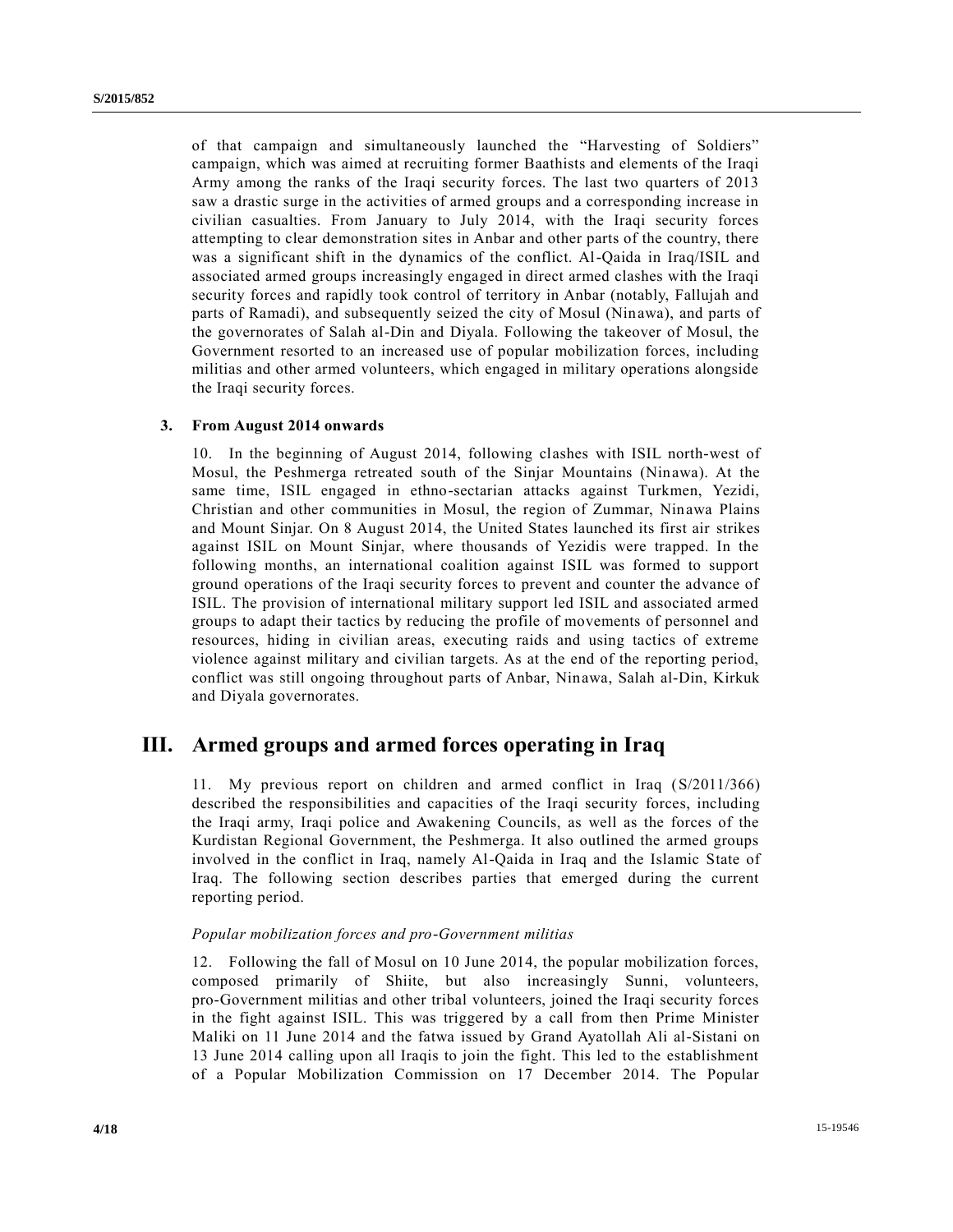of that campaign and simultaneously launched the "Harvesting of Soldiers" campaign, which was aimed at recruiting former Baathists and elements of the Iraqi Army among the ranks of the Iraqi security forces. The last two quarters of 2013 saw a drastic surge in the activities of armed groups and a corresponding increase in civilian casualties. From January to July 2014, with the Iraqi security forces attempting to clear demonstration sites in Anbar and other parts of the country, there was a significant shift in the dynamics of the conflict. Al-Qaida in Iraq/ISIL and associated armed groups increasingly engaged in direct armed clashes with the Iraqi security forces and rapidly took control of territory in Anbar (notably, Fallujah and parts of Ramadi), and subsequently seized the city of Mosul (Ninawa), and parts of the governorates of Salah al-Din and Diyala. Following the takeover of Mosul, the Government resorted to an increased use of popular mobilization forces, including militias and other armed volunteers, which engaged in military operations alongside the Iraqi security forces.

### 3. From August 2014 onwards

10. In the beginning of August 2014, following clashes with ISIL north-west of Mosul, the Peshmerga retreated south of the Sinjar Mountains (Ninawa). At the same time, ISIL engaged in ethno-sectarian attacks against Turkmen, Yezidi, Christian and other communities in Mosul, the region of Zummar, Ninawa Plains and Mount Sinjar. On 8 August 2014, the United States launched its first air strikes against ISIL on Mount Sinjar, where thousands of Yezidis were trapped. In the following months, an international coalition against ISIL was formed to support ground operations of the Iraqi security forces to prevent and counter the advance of ISIL. The provision of international military support led ISIL and associated armed groups to adapt their tactics by reducing the profile of movements of personnel and resources, hiding in civilian areas, executing raids and using tactics of extreme violence against military and civilian targets. As at the end of the reporting period, conflict was still ongoing throughout parts of Anbar, Ninawa, Salah al-Din, Kirkuk and Diyala governorates.

## III. Armed groups and armed forces operating in Iraq

11. My previous report on children and armed conflict in Iraq (S/2011/366) described the responsibilities and capacities of the Iraqi security forces, including the Iraqi army, Iraqi police and Awakening Councils, as well as the forces of the Kurdistan Regional Government, the Peshmerga. It also outlined the armed groups involved in the conflict in Iraq, namely Al-Qaida in Iraq and the Islamic State of Iraq. The following section describes parties that emerged during the current reporting period.

*Popular mobilization forces and pro-Government militias*

12. Following the fall of Mosul on 10 June 2014, the popular mobilization forces, composed primarily of Shiite, but also increasingly Sunni, volunteers, pro-Government militias and other tribal volunteers, joined the Iraqi security forces in the fight against ISIL. This was triggered by a call from then Prime Minister Maliki on 11 June 2014 and the fatwa issued by Grand Ayatollah Ali al-Sistani on 13 June 2014 calling upon all Iraqis to join the fight. This led to the establishment of a Popular Mobilization Commission on 17 December 2014. The Popular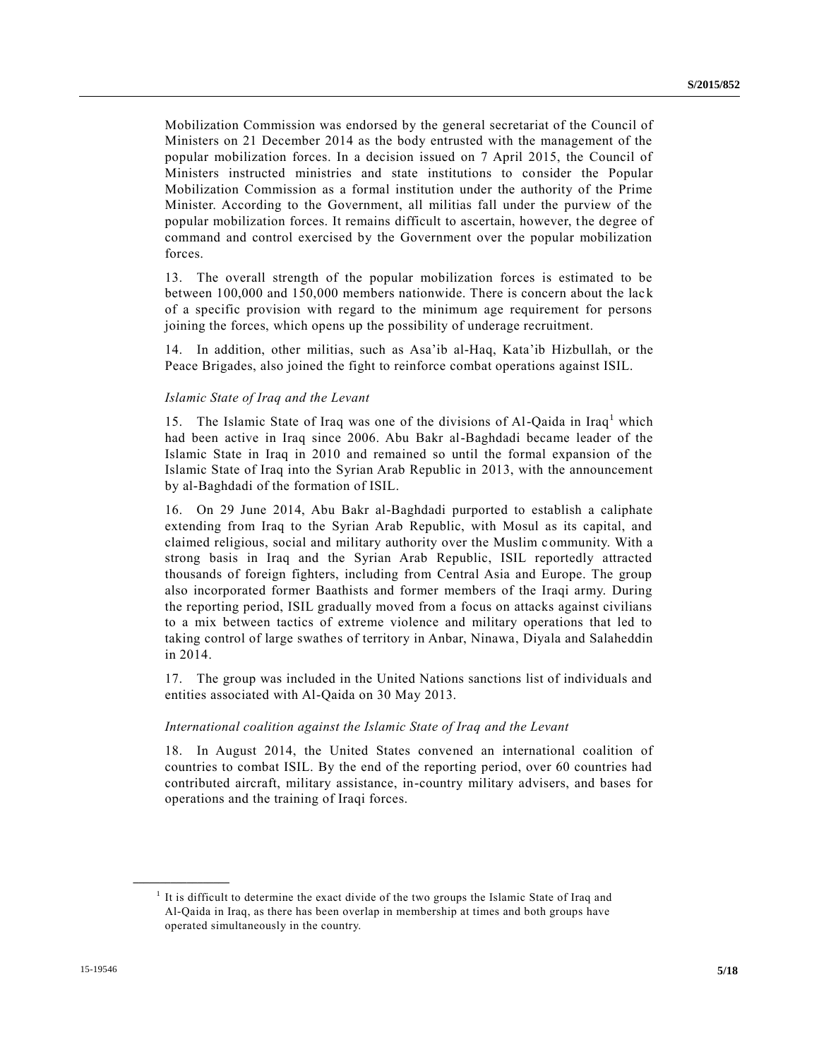Mobilization Commission was endorsed by the general secretariat of the Council of Ministers on 21 December 2014 as the body entrusted with the management of the popular mobilization forces. In a decision issued on 7 April 2015, the Council of Ministers instructed ministries and state institutions to consider the Popular Mobilization Commission as a formal institution under the authority of the Prime Minister. According to the Government, all militias fall under the purview of the popular mobilization forces. It remains difficult to ascertain, however, the degree of command and control exercised by the Government over the popular mobilization forces.

13. The overall strength of the popular mobilization forces is estimated to be between 100,000 and 150,000 members nationwide. There is concern about the lack of a specific provision with regard to the minimum age requirement for persons joining the forces, which opens up the possibility of underage recruitment.

14. In addition, other militias, such as Asa'ib al-Haq, Kata'ib Hizbullah, or the Peace Brigades, also joined the fight to reinforce combat operations against ISIL.

*Islamic State of Iraq and the Levant*

15. The Islamic State of Iraq was one of the divisions of Al-Qaida in Iraq[1] which had been active in Iraq since 2006. Abu Bakr al-Baghdadi became leader of the Islamic State in Iraq in 2010 and remained so until the formal expansion of the Islamic State of Iraq into the Syrian Arab Republic in 2013, with the announcement by al-Baghdadi of the formation of ISIL.

16. On 29 June 2014, Abu Bakr al-Baghdadi purported to establish a caliphate extending from Iraq to the Syrian Arab Republic, with Mosul as its capital, and claimed religious, social and military authority over the Muslim community. With a strong basis in Iraq and the Syrian Arab Republic, ISIL reportedly attracted thousands of foreign fighters, including from Central Asia and Europe. The group also incorporated former Baathists and former members of the Iraqi army. During the reporting period, ISIL gradually moved from a focus on attacks against civilians to a mix between tactics of extreme violence and military operations that led to taking control of large swathes of territory in Anbar, Ninawa, Diyala and Salaheddin in 2014.

17. The group was included in the United Nations sanctions list of individuals and entities associated with Al-Qaida on 30 May 2013.

*International coalition against the Islamic State of Iraq and the Levant*

18. In August 2014, the United States convened an international coalition of countries to combat ISIL. By the end of the reporting period, over 60 countries had contributed aircraft, military assistance, in-country military advisers, and bases for operations and the training of Iraqi forces.

---

[1] It is difficult to determine the exact divide of the two groups the Islamic State of Iraq and Al-Qaida in Iraq, as there has been overlap in membership at times and both groups have operated simultaneously in the country.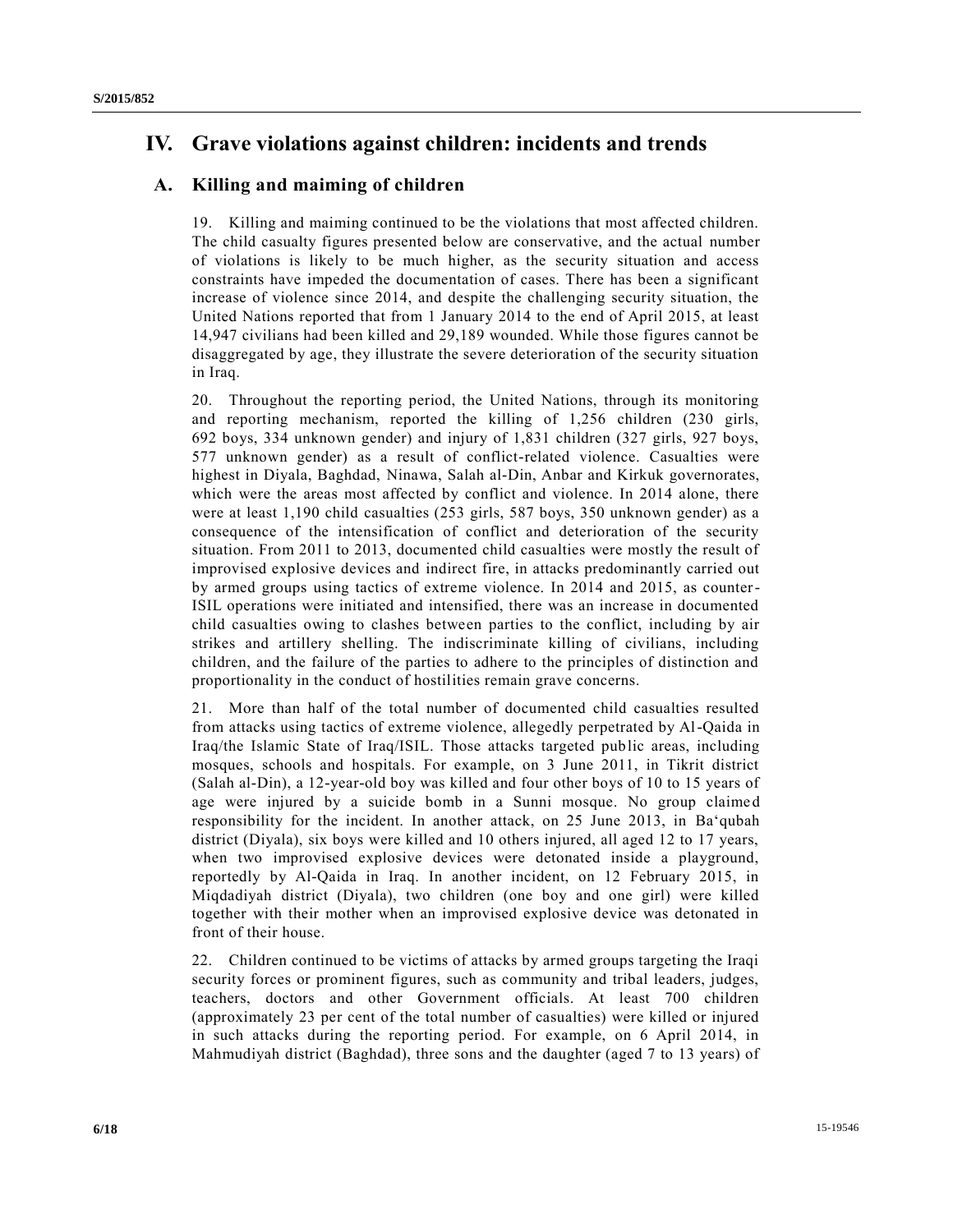# IV. Grave violations against children: incidents and trends

## A. Killing and maiming of children

19. Killing and maiming continued to be the violations that most affected children. The child casualty figures presented below are conservative, and the actual number of violations is likely to be much higher, as the security situation and access constraints have impeded the documentation of cases. There has been a significant increase of violence since 2014, and despite the challenging security situation, the United Nations reported that from 1 January 2014 to the end of April 2015, at least 14,947 civilians had been killed and 29,189 wounded. While those figures cannot be disaggregated by age, they illustrate the severe deterioration of the security situation in Iraq.

20. Throughout the reporting period, the United Nations, through its monitoring and reporting mechanism, reported the killing of 1,256 children (230 girls, 692 boys, 334 unknown gender) and injury of 1,831 children (327 girls, 927 boys, 577 unknown gender) as a result of conflict-related violence. Casualties were highest in Diyala, Baghdad, Ninawa, Salah al-Din, Anbar and Kirkuk governorates, which were the areas most affected by conflict and violence. In 2014 alone, there were at least 1,190 child casualties (253 girls, 587 boys, 350 unknown gender) as a consequence of the intensification of conflict and deterioration of the security situation. From 2011 to 2013, documented child casualties were mostly the result of improvised explosive devices and indirect fire, in attacks predominantly carried out by armed groups using tactics of extreme violence. In 2014 and 2015, as counter-ISIL operations were initiated and intensified, there was an increase in documented child casualties owing to clashes between parties to the conflict, including by air strikes and artillery shelling. The indiscriminate killing of civilians, including children, and the failure of the parties to adhere to the principles of distinction and proportionality in the conduct of hostilities remain grave concerns.

21. More than half of the total number of documented child casualties resulted from attacks using tactics of extreme violence, allegedly perpetrated by Al-Qaida in Iraq/the Islamic State of Iraq/ISIL. Those attacks targeted public areas, including mosques, schools and hospitals. For example, on 3 June 2011, in Tikrit district (Salah al-Din), a 12-year-old boy was killed and four other boys of 10 to 15 years of age were injured by a suicide bomb in a Sunni mosque. No group claimed responsibility for the incident. In another attack, on 25 June 2013, in Ba'qubah district (Diyala), six boys were killed and 10 others injured, all aged 12 to 17 years, when two improvised explosive devices were detonated inside a playground, reportedly by Al-Qaida in Iraq. In another incident, on 12 February 2015, in Miqdadiyah district (Diyala), two children (one boy and one girl) were killed together with their mother when an improvised explosive device was detonated in front of their house.

22. Children continued to be victims of attacks by armed groups targeting the Iraqi security forces or prominent figures, such as community and tribal leaders, judges, teachers, doctors and other Government officials. At least 700 children (approximately 23 per cent of the total number of casualties) were killed or injured in such attacks during the reporting period. For example, on 6 April 2014, in Mahmudiyah district (Baghdad), three sons and the daughter (aged 7 to 13 years) of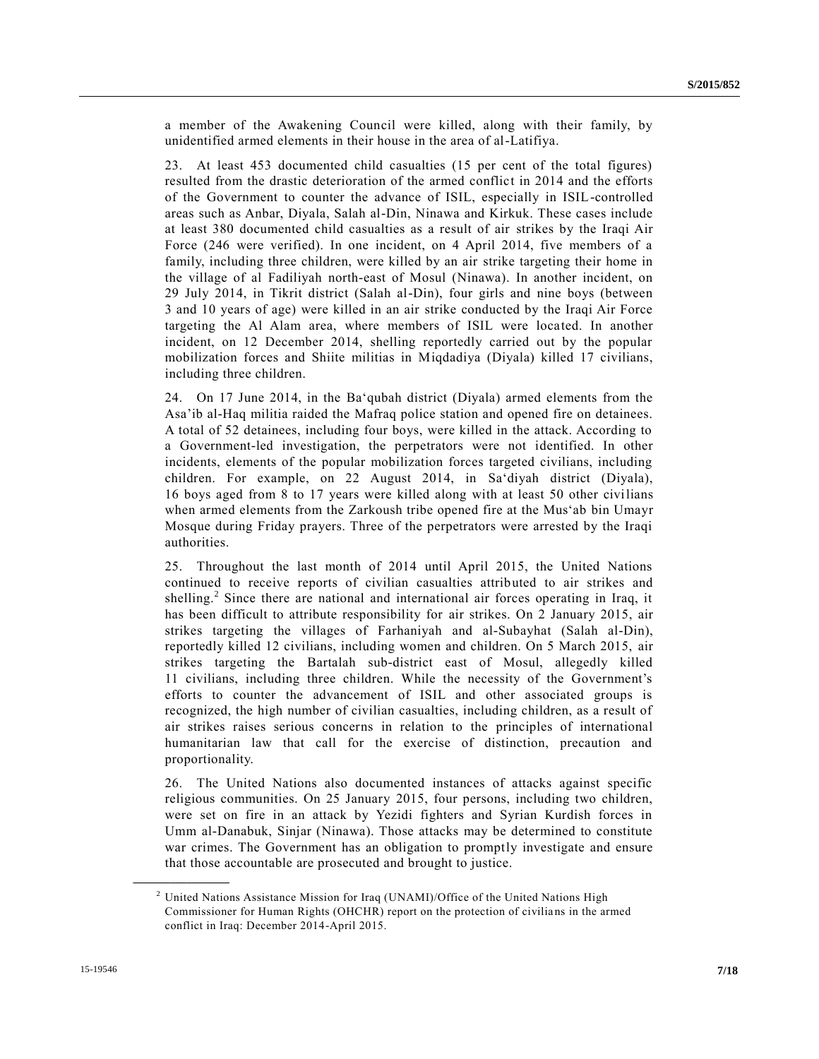a member of the Awakening Council were killed, along with their family, by unidentified armed elements in their house in the area of al-Latifiya.

23. At least 453 documented child casualties (15 per cent of the total figures) resulted from the drastic deterioration of the armed conflict in 2014 and the efforts of the Government to counter the advance of ISIL, especially in ISIL-controlled areas such as Anbar, Diyala, Salah al-Din, Ninawa and Kirkuk. These cases include at least 380 documented child casualties as a result of air strikes by the Iraqi Air Force (246 were verified). In one incident, on 4 April 2014, five members of a family, including three children, were killed by an air strike targeting their home in the village of al Fadiliyah north-east of Mosul (Ninawa). In another incident, on 29 July 2014, in Tikrit district (Salah al-Din), four girls and nine boys (between 3 and 10 years of age) were killed in an air strike conducted by the Iraqi Air Force targeting the Al Alam area, where members of ISIL were located. In another incident, on 12 December 2014, shelling reportedly carried out by the popular mobilization forces and Shiite militias in Miqdadiya (Diyala) killed 17 civilians, including three children.

24. On 17 June 2014, in the Ba'qubah district (Diyala) armed elements from the Asa'ib al-Haq militia raided the Mafraq police station and opened fire on detainees. A total of 52 detainees, including four boys, were killed in the attack. According to a Government-led investigation, the perpetrators were not identified. In other incidents, elements of the popular mobilization forces targeted civilians, including children. For example, on 22 August 2014, in Sa'diyah district (Diyala), 16 boys aged from 8 to 17 years were killed along with at least 50 other civilians when armed elements from the Zarkoush tribe opened fire at the Mus'ab bin Umayr Mosque during Friday prayers. Three of the perpetrators were arrested by the Iraqi authorities.

25. Throughout the last month of 2014 until April 2015, the United Nations continued to receive reports of civilian casualties attributed to air strikes and shelling.[2] Since there are national and international air forces operating in Iraq, it has been difficult to attribute responsibility for air strikes. On 2 January 2015, air strikes targeting the villages of Farhaniyah and al-Subayhat (Salah al-Din), reportedly killed 12 civilians, including women and children. On 5 March 2015, air strikes targeting the Bartalah sub-district east of Mosul, allegedly killed 11 civilians, including three children. While the necessity of the Government's efforts to counter the advancement of ISIL and other associated groups is recognized, the high number of civilian casualties, including children, as a result of air strikes raises serious concerns in relation to the principles of international humanitarian law that call for the exercise of distinction, precaution and proportionality.

26. The United Nations also documented instances of attacks against specific religious communities. On 25 January 2015, four persons, including two children, were set on fire in an attack by Yezidi fighters and Syrian Kurdish forces in Umm al-Danabuk, Sinjar (Ninawa). Those attacks may be determined to constitute war crimes. The Government has an obligation to promptly investigate and ensure that those accountable are prosecuted and brought to justice.

[2] United Nations Assistance Mission for Iraq (UNAMI)/Office of the United Nations High Commissioner for Human Rights (OHCHR) report on the protection of civilians in the armed conflict in Iraq: December 2014-April 2015.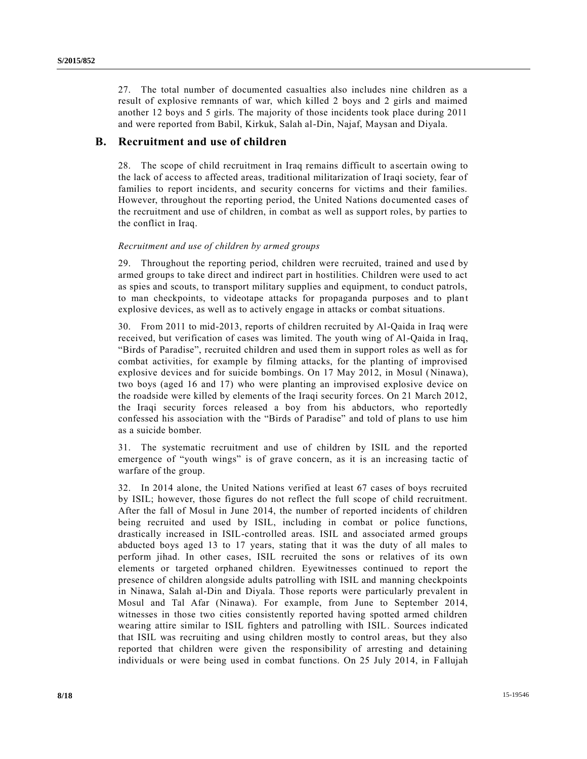27. The total number of documented casualties also includes nine children as a result of explosive remnants of war, which killed 2 boys and 2 girls and maimed another 12 boys and 5 girls. The majority of those incidents took place during 2011 and were reported from Babil, Kirkuk, Salah al-Din, Najaf, Maysan and Diyala.

## B. Recruitment and use of children

28. The scope of child recruitment in Iraq remains difficult to ascertain owing to the lack of access to affected areas, traditional militarization of Iraqi society, fear of families to report incidents, and security concerns for victims and their families. However, throughout the reporting period, the United Nations documented cases of the recruitment and use of children, in combat as well as support roles, by parties to the conflict in Iraq.

*Recruitment and use of children by armed groups*

29. Throughout the reporting period, children were recruited, trained and used by armed groups to take direct and indirect part in hostilities. Children were used to act as spies and scouts, to transport military supplies and equipment, to conduct patrols, to man checkpoints, to videotape attacks for propaganda purposes and to plant explosive devices, as well as to actively engage in attacks or combat situations.

30. From 2011 to mid-2013, reports of children recruited by Al-Qaida in Iraq were received, but verification of cases was limited. The youth wing of Al-Qaida in Iraq, "Birds of Paradise", recruited children and used them in support roles as well as for combat activities, for example by filming attacks, for the planting of improvised explosive devices and for suicide bombings. On 17 May 2012, in Mosul (Ninawa), two boys (aged 16 and 17) who were planting an improvised explosive device on the roadside were killed by elements of the Iraqi security forces. On 21 March 2012, the Iraqi security forces released a boy from his abductors, who reportedly confessed his association with the "Birds of Paradise" and told of plans to use him as a suicide bomber.

31. The systematic recruitment and use of children by ISIL and the reported emergence of "youth wings" is of grave concern, as it is an increasing tactic of warfare of the group.

32. In 2014 alone, the United Nations verified at least 67 cases of boys recruited by ISIL; however, those figures do not reflect the full scope of child recruitment. After the fall of Mosul in June 2014, the number of reported incidents of children being recruited and used by ISIL, including in combat or police functions, drastically increased in ISIL-controlled areas. ISIL and associated armed groups abducted boys aged 13 to 17 years, stating that it was the duty of all males to perform jihad. In other cases, ISIL recruited the sons or relatives of its own elements or targeted orphaned children. Eyewitnesses continued to report the presence of children alongside adults patrolling with ISIL and manning checkpoints in Ninawa, Salah al-Din and Diyala. Those reports were particularly prevalent in Mosul and Tal Afar (Ninawa). For example, from June to September 2014, witnesses in those two cities consistently reported having spotted armed children wearing attire similar to ISIL fighters and patrolling with ISIL. Sources indicated that ISIL was recruiting and using children mostly to control areas, but they also reported that children were given the responsibility of arresting and detaining individuals or were being used in combat functions. On 25 July 2014, in Fallujah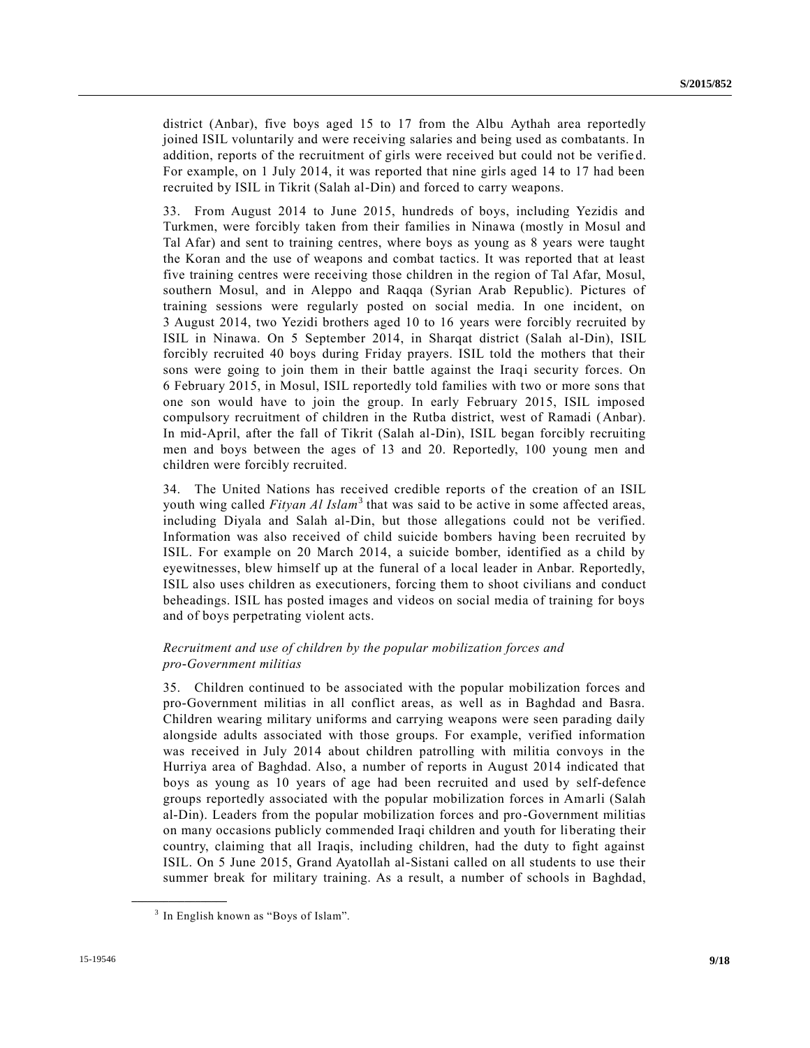district (Anbar), five boys aged 15 to 17 from the Albu Aythah area reportedly joined ISIL voluntarily and were receiving salaries and being used as combatants. In addition, reports of the recruitment of girls were received but could not be verified. For example, on 1 July 2014, it was reported that nine girls aged 14 to 17 had been recruited by ISIL in Tikrit (Salah al-Din) and forced to carry weapons.

33. From August 2014 to June 2015, hundreds of boys, including Yezidis and Turkmen, were forcibly taken from their families in Ninawa (mostly in Mosul and Tal Afar) and sent to training centres, where boys as young as 8 years were taught the Koran and the use of weapons and combat tactics. It was reported that at least five training centres were receiving those children in the region of Tal Afar, Mosul, southern Mosul, and in Aleppo and Raqqa (Syrian Arab Republic). Pictures of training sessions were regularly posted on social media. In one incident, on 3 August 2014, two Yezidi brothers aged 10 to 16 years were forcibly recruited by ISIL in Ninawa. On 5 September 2014, in Sharqat district (Salah al-Din), ISIL forcibly recruited 40 boys during Friday prayers. ISIL told the mothers that their sons were going to join them in their battle against the Iraqi security forces. On 6 February 2015, in Mosul, ISIL reportedly told families with two or more sons that one son would have to join the group. In early February 2015, ISIL imposed compulsory recruitment of children in the Rutba district, west of Ramadi (Anbar). In mid-April, after the fall of Tikrit (Salah al-Din), ISIL began forcibly recruiting men and boys between the ages of 13 and 20. Reportedly, 100 young men and children were forcibly recruited.

34. The United Nations has received credible reports of the creation of an ISIL youth wing called *Fityan Al Islam*[3] that was said to be active in some affected areas, including Diyala and Salah al-Din, but those allegations could not be verified. Information was also received of child suicide bombers having been recruited by ISIL. For example on 20 March 2014, a suicide bomber, identified as a child by eyewitnesses, blew himself up at the funeral of a local leader in Anbar. Reportedly, ISIL also uses children as executioners, forcing them to shoot civilians and conduct beheadings. ISIL has posted images and videos on social media of training for boys and of boys perpetrating violent acts.

*Recruitment and use of children by the popular mobilization forces and pro-Government militias*

35. Children continued to be associated with the popular mobilization forces and pro-Government militias in all conflict areas, as well as in Baghdad and Basra. Children wearing military uniforms and carrying weapons were seen parading daily alongside adults associated with those groups. For example, verified information was received in July 2014 about children patrolling with militia convoys in the Hurriya area of Baghdad. Also, a number of reports in August 2014 indicated that boys as young as 10 years of age had been recruited and used by self-defence groups reportedly associated with the popular mobilization forces in Amarli (Salah al-Din). Leaders from the popular mobilization forces and pro-Government militias on many occasions publicly commended Iraqi children and youth for liberating their country, claiming that all Iraqis, including children, had the duty to fight against ISIL. On 5 June 2015, Grand Ayatollah al-Sistani called on all students to use their summer break for military training. As a result, a number of schools in Baghdad,

[3] In English known as “Boys of Islam”.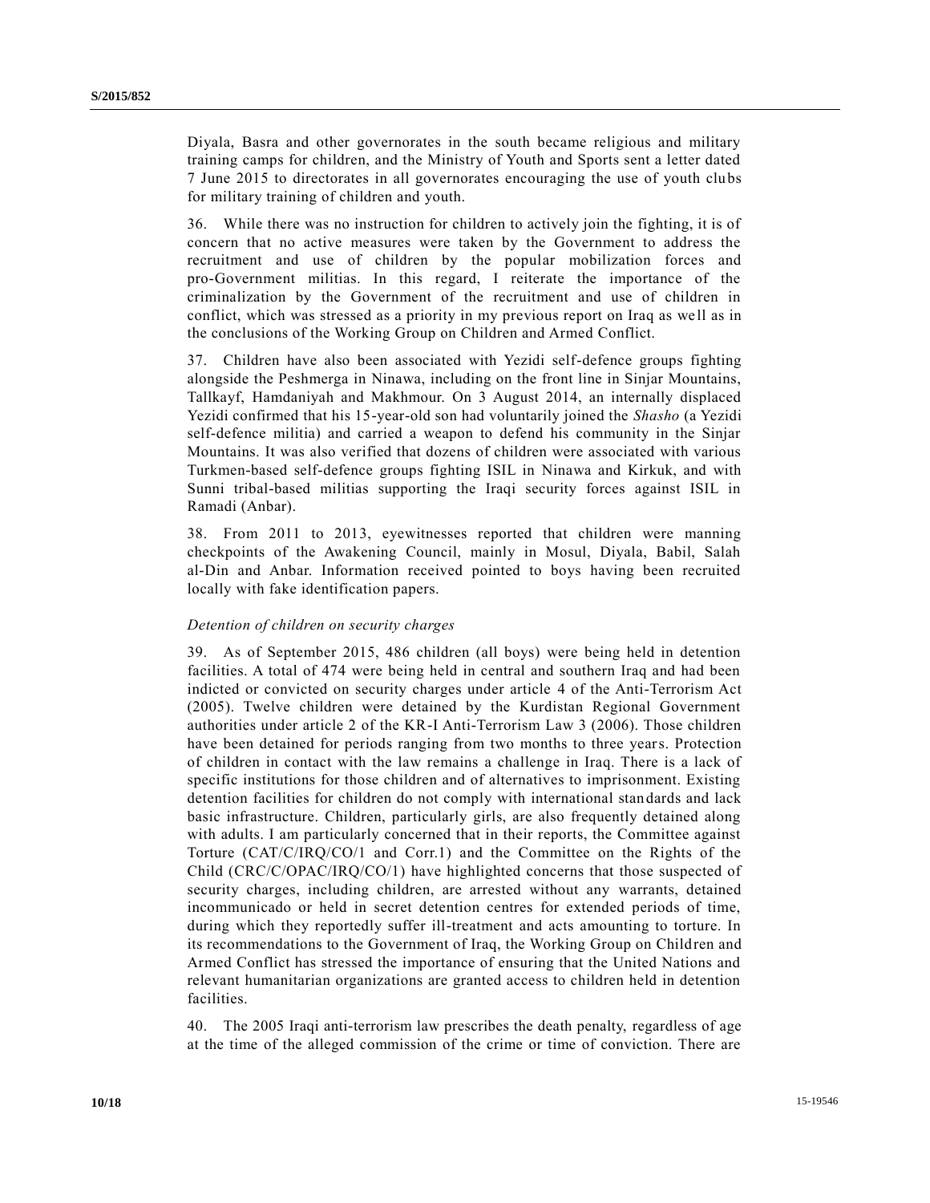Diyala, Basra and other governorates in the south became religious and military training camps for children, and the Ministry of Youth and Sports sent a letter dated 7 June 2015 to directorates in all governorates encouraging the use of youth clubs for military training of children and youth.

36. While there was no instruction for children to actively join the fighting, it is of concern that no active measures were taken by the Government to address the recruitment and use of children by the popular mobilization forces and pro-Government militias. In this regard, I reiterate the importance of the criminalization by the Government of the recruitment and use of children in conflict, which was stressed as a priority in my previous report on Iraq as well as in the conclusions of the Working Group on Children and Armed Conflict.

37. Children have also been associated with Yezidi self-defence groups fighting alongside the Peshmerga in Ninawa, including on the front line in Sinjar Mountains, Tallkayf, Hamdaniyah and Makhmour. On 3 August 2014, an internally displaced Yezidi confirmed that his 15-year-old son had voluntarily joined the *Shasho* (a Yezidi self-defence militia) and carried a weapon to defend his community in the Sinjar Mountains. It was also verified that dozens of children were associated with various Turkmen-based self-defence groups fighting ISIL in Ninawa and Kirkuk, and with Sunni tribal-based militias supporting the Iraqi security forces against ISIL in Ramadi (Anbar).

38. From 2011 to 2013, eyewitnesses reported that children were manning checkpoints of the Awakening Council, mainly in Mosul, Diyala, Babil, Salah al-Din and Anbar. Information received pointed to boys having been recruited locally with fake identification papers.

*Detention of children on security charges*

39. As of September 2015, 486 children (all boys) were being held in detention facilities. A total of 474 were being held in central and southern Iraq and had been indicted or convicted on security charges under article 4 of the Anti-Terrorism Act (2005). Twelve children were detained by the Kurdistan Regional Government authorities under article 2 of the KR-I Anti-Terrorism Law 3 (2006). Those children have been detained for periods ranging from two months to three years. Protection of children in contact with the law remains a challenge in Iraq. There is a lack of specific institutions for those children and of alternatives to imprisonment. Existing detention facilities for children do not comply with international standards and lack basic infrastructure. Children, particularly girls, are also frequently detained along with adults. I am particularly concerned that in their reports, the Committee against Torture (CAT/C/IRQ/CO/1 and Corr.1) and the Committee on the Rights of the Child (CRC/C/OPAC/IRQ/CO/1) have highlighted concerns that those suspected of security charges, including children, are arrested without any warrants, detained incommunicado or held in secret detention centres for extended periods of time, during which they reportedly suffer ill-treatment and acts amounting to torture. In its recommendations to the Government of Iraq, the Working Group on Children and Armed Conflict has stressed the importance of ensuring that the United Nations and relevant humanitarian organizations are granted access to children held in detention facilities.

40. The 2005 Iraqi anti-terrorism law prescribes the death penalty, regardless of age at the time of the alleged commission of the crime or time of conviction. There are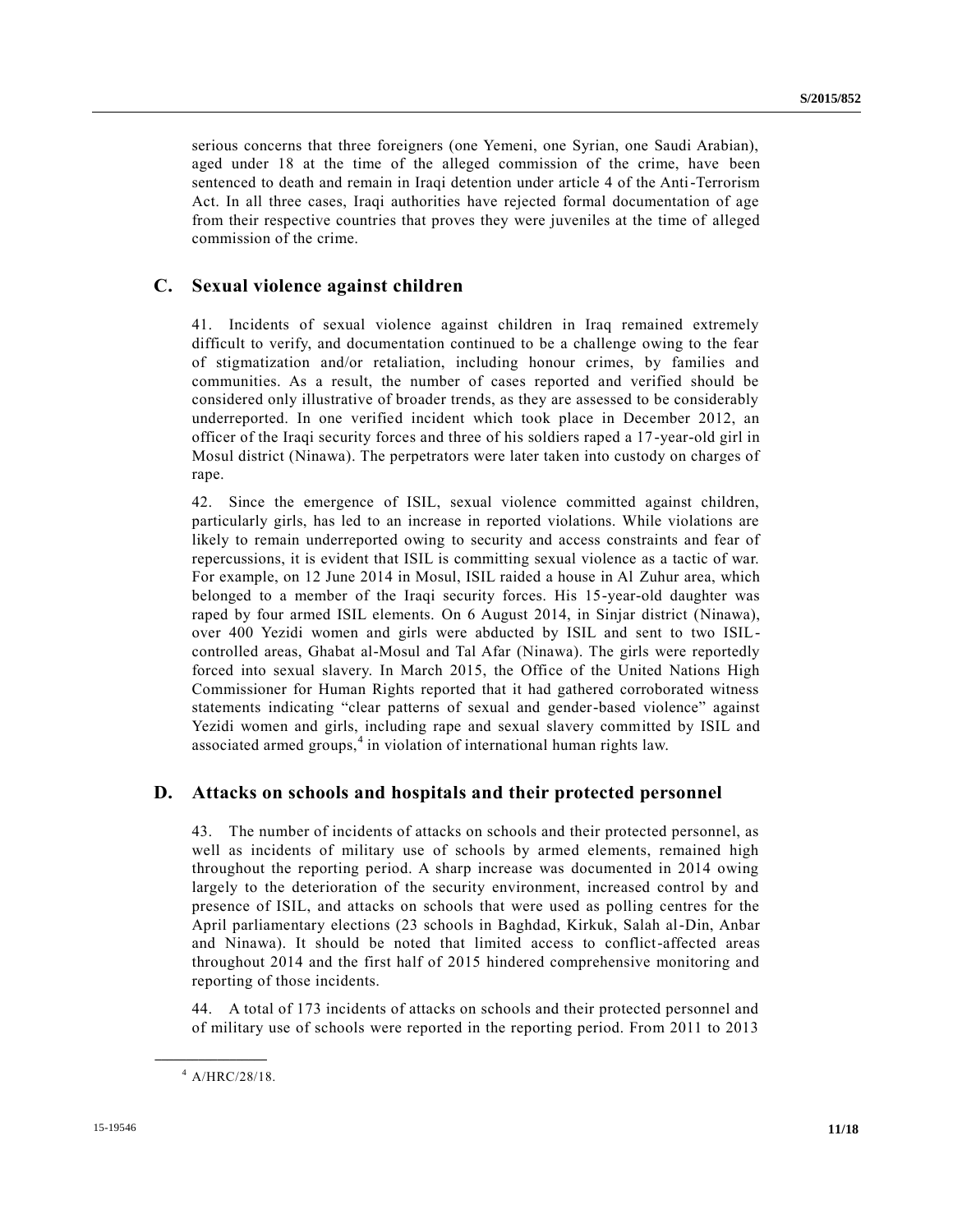serious concerns that three foreigners (one Yemeni, one Syrian, one Saudi Arabian), aged under 18 at the time of the alleged commission of the crime, have been sentenced to death and remain in Iraqi detention under article 4 of the Anti-Terrorism Act. In all three cases, Iraqi authorities have rejected formal documentation of age from their respective countries that proves they were juveniles at the time of alleged commission of the crime.

## C. Sexual violence against children

41. Incidents of sexual violence against children in Iraq remained extremely difficult to verify, and documentation continued to be a challenge owing to the fear of stigmatization and/or retaliation, including honour crimes, by families and communities. As a result, the number of cases reported and verified should be considered only illustrative of broader trends, as they are assessed to be considerably underreported. In one verified incident which took place in December 2012, an officer of the Iraqi security forces and three of his soldiers raped a 17-year-old girl in Mosul district (Ninawa). The perpetrators were later taken into custody on charges of rape.

42. Since the emergence of ISIL, sexual violence committed against children, particularly girls, has led to an increase in reported violations. While violations are likely to remain underreported owing to security and access constraints and fear of repercussions, it is evident that ISIL is committing sexual violence as a tactic of war. For example, on 12 June 2014 in Mosul, ISIL raided a house in Al Zuhur area, which belonged to a member of the Iraqi security forces. His 15-year-old daughter was raped by four armed ISIL elements. On 6 August 2014, in Sinjar district (Ninawa), over 400 Yezidi women and girls were abducted by ISIL and sent to two ISIL-controlled areas, Ghabat al-Mosul and Tal Afar (Ninawa). The girls were reportedly forced into sexual slavery. In March 2015, the Office of the United Nations High Commissioner for Human Rights reported that it had gathered corroborated witness statements indicating "clear patterns of sexual and gender-based violence" against Yezidi women and girls, including rape and sexual slavery committed by ISIL and associated armed groups,[4] in violation of international human rights law.

## D. Attacks on schools and hospitals and their protected personnel

43. The number of incidents of attacks on schools and their protected personnel, as well as incidents of military use of schools by armed elements, remained high throughout the reporting period. A sharp increase was documented in 2014 owing largely to the deterioration of the security environment, increased control by and presence of ISIL, and attacks on schools that were used as polling centres for the April parliamentary elections (23 schools in Baghdad, Kirkuk, Salah al-Din, Anbar and Ninawa). It should be noted that limited access to conflict-affected areas throughout 2014 and the first half of 2015 hindered comprehensive monitoring and reporting of those incidents.

44. A total of 173 incidents of attacks on schools and their protected personnel and of military use of schools were reported in the reporting period. From 2011 to 2013

[4] A/HRC/28/18.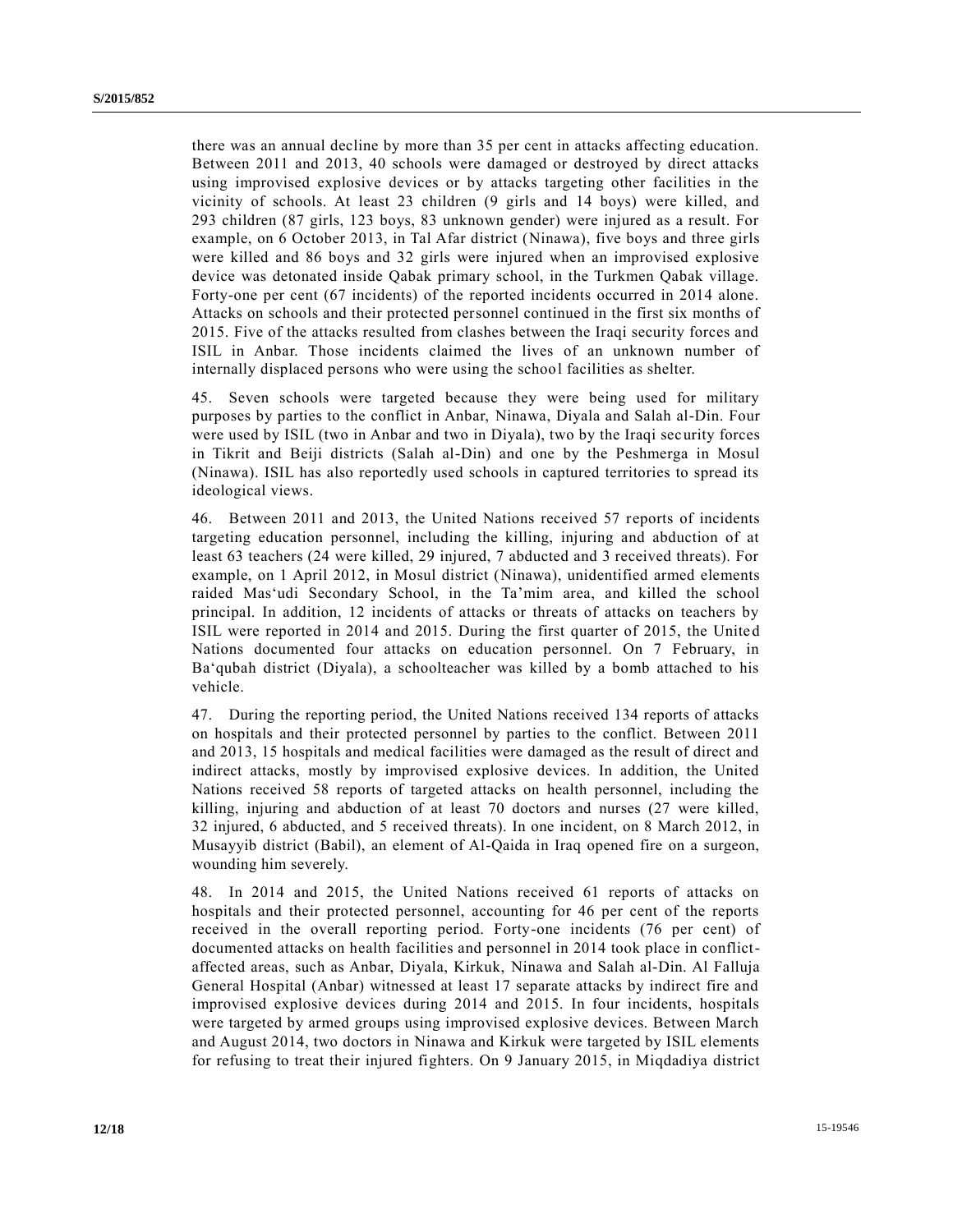there was an annual decline by more than 35 per cent in attacks affecting education. Between 2011 and 2013, 40 schools were damaged or destroyed by direct attacks using improvised explosive devices or by attacks targeting other facilities in the vicinity of schools. At least 23 children (9 girls and 14 boys) were killed, and 293 children (87 girls, 123 boys, 83 unknown gender) were injured as a result. For example, on 6 October 2013, in Tal Afar district (Ninawa), five boys and three girls were killed and 86 boys and 32 girls were injured when an improvised explosive device was detonated inside Qabak primary school, in the Turkmen Qabak village. Forty-one per cent (67 incidents) of the reported incidents occurred in 2014 alone. Attacks on schools and their protected personnel continued in the first six months of 2015. Five of the attacks resulted from clashes between the Iraqi security forces and ISIL in Anbar. Those incidents claimed the lives of an unknown number of internally displaced persons who were using the school facilities as shelter.

45. Seven schools were targeted because they were being used for military purposes by parties to the conflict in Anbar, Ninawa, Diyala and Salah al-Din. Four were used by ISIL (two in Anbar and two in Diyala), two by the Iraqi security forces in Tikrit and Beiji districts (Salah al-Din) and one by the Peshmerga in Mosul (Ninawa). ISIL has also reportedly used schools in captured territories to spread its ideological views.

46. Between 2011 and 2013, the United Nations received 57 reports of incidents targeting education personnel, including the killing, injuring and abduction of at least 63 teachers (24 were killed, 29 injured, 7 abducted and 3 received threats). For example, on 1 April 2012, in Mosul district (Ninawa), unidentified armed elements raided Mas'udi Secondary School, in the Ta'mim area, and killed the school principal. In addition, 12 incidents of attacks or threats of attacks on teachers by ISIL were reported in 2014 and 2015. During the first quarter of 2015, the United Nations documented four attacks on education personnel. On 7 February, in Ba'qubah district (Diyala), a schoolteacher was killed by a bomb attached to his vehicle.

47. During the reporting period, the United Nations received 134 reports of attacks on hospitals and their protected personnel by parties to the conflict. Between 2011 and 2013, 15 hospitals and medical facilities were damaged as the result of direct and indirect attacks, mostly by improvised explosive devices. In addition, the United Nations received 58 reports of targeted attacks on health personnel, including the killing, injuring and abduction of at least 70 doctors and nurses (27 were killed, 32 injured, 6 abducted, and 5 received threats). In one incident, on 8 March 2012, in Musayyib district (Babil), an element of Al-Qaida in Iraq opened fire on a surgeon, wounding him severely.

48. In 2014 and 2015, the United Nations received 61 reports of attacks on hospitals and their protected personnel, accounting for 46 per cent of the reports received in the overall reporting period. Forty-one incidents (76 per cent) of documented attacks on health facilities and personnel in 2014 took place in conflict-affected areas, such as Anbar, Diyala, Kirkuk, Ninawa and Salah al-Din. Al Falluja General Hospital (Anbar) witnessed at least 17 separate attacks by indirect fire and improvised explosive devices during 2014 and 2015. In four incidents, hospitals were targeted by armed groups using improvised explosive devices. Between March and August 2014, two doctors in Ninawa and Kirkuk were targeted by ISIL elements for refusing to treat their injured fighters. On 9 January 2015, in Miqdadiya district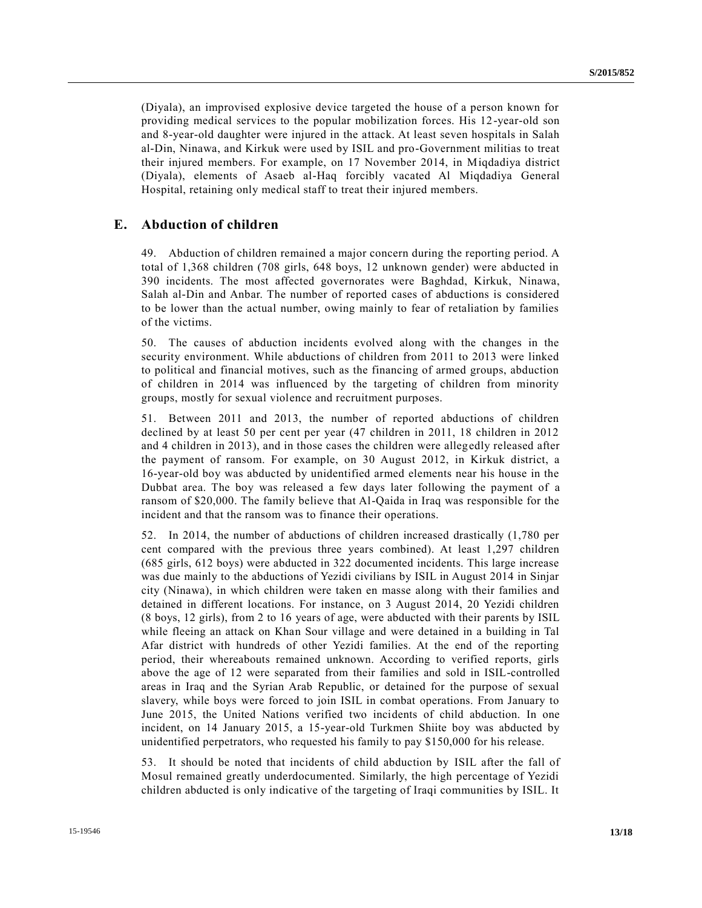(Diyala), an improvised explosive device targeted the house of a person known for providing medical services to the popular mobilization forces. His 12-year-old son and 8-year-old daughter were injured in the attack. At least seven hospitals in Salah al-Din, Ninawa, and Kirkuk were used by ISIL and pro-Government militias to treat their injured members. For example, on 17 November 2014, in Miqdadiya district (Diyala), elements of Asaeb al-Haq forcibly vacated Al Miqdadiya General Hospital, retaining only medical staff to treat their injured members.

## E. Abduction of children

49. Abduction of children remained a major concern during the reporting period. A total of 1,368 children (708 girls, 648 boys, 12 unknown gender) were abducted in 390 incidents. The most affected governorates were Baghdad, Kirkuk, Ninawa, Salah al-Din and Anbar. The number of reported cases of abductions is considered to be lower than the actual number, owing mainly to fear of retaliation by families of the victims.

50. The causes of abduction incidents evolved along with the changes in the security environment. While abductions of children from 2011 to 2013 were linked to political and financial motives, such as the financing of armed groups, abduction of children in 2014 was influenced by the targeting of children from minority groups, mostly for sexual violence and recruitment purposes.

51. Between 2011 and 2013, the number of reported abductions of children declined by at least 50 per cent per year (47 children in 2011, 18 children in 2012 and 4 children in 2013), and in those cases the children were allegedly released after the payment of ransom. For example, on 30 August 2012, in Kirkuk district, a 16-year-old boy was abducted by unidentified armed elements near his house in the Dubbat area. The boy was released a few days later following the payment of a ransom of $20,000. The family believe that Al-Qaida in Iraq was responsible for the incident and that the ransom was to finance their operations.

52. In 2014, the number of abductions of children increased drastically (1,780 per cent compared with the previous three years combined). At least 1,297 children (685 girls, 612 boys) were abducted in 322 documented incidents. This large increase was due mainly to the abductions of Yezidi civilians by ISIL in August 2014 in Sinjar city (Ninawa), in which children were taken en masse along with their families and detained in different locations. For instance, on 3 August 2014, 20 Yezidi children (8 boys, 12 girls), from 2 to 16 years of age, were abducted with their parents by ISIL while fleeing an attack on Khan Sour village and were detained in a building in Tal Afar district with hundreds of other Yezidi families. At the end of the reporting period, their whereabouts remained unknown. According to verified reports, girls above the age of 12 were separated from their families and sold in ISIL-controlled areas in Iraq and the Syrian Arab Republic, or detained for the purpose of sexual slavery, while boys were forced to join ISIL in combat operations. From January to June 2015, the United Nations verified two incidents of child abduction. In one incident, on 14 January 2015, a 15-year-old Turkmen Shiite boy was abducted by unidentified perpetrators, who requested his family to pay $150,000 for his release.

53. It should be noted that incidents of child abduction by ISIL after the fall of Mosul remained greatly underdocumented. Similarly, the high percentage of Yezidi children abducted is only indicative of the targeting of Iraqi communities by ISIL. It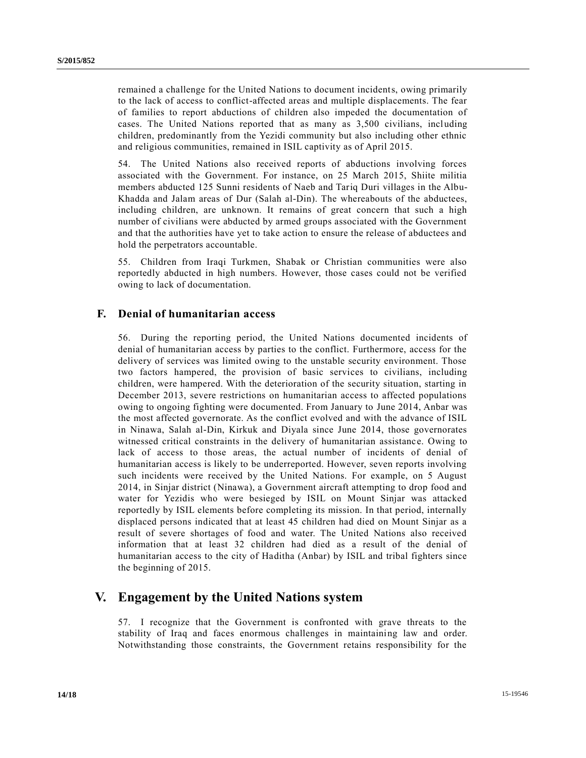remained a challenge for the United Nations to document incidents, owing primarily to the lack of access to conflict-affected areas and multiple displacements. The fear of families to report abductions of children also impeded the documentation of cases. The United Nations reported that as many as 3,500 civilians, including children, predominantly from the Yezidi community but also including other ethnic and religious communities, remained in ISIL captivity as of April 2015.

54. The United Nations also received reports of abductions involving forces associated with the Government. For instance, on 25 March 2015, Shiite militia members abducted 125 Sunni residents of Naeb and Tariq Duri villages in the Albu-Khadda and Jalam areas of Dur (Salah al-Din). The whereabouts of the abductees, including children, are unknown. It remains of great concern that such a high number of civilians were abducted by armed groups associated with the Government and that the authorities have yet to take action to ensure the release of abductees and hold the perpetrators accountable.

55. Children from Iraqi Turkmen, Shabak or Christian communities were also reportedly abducted in high numbers. However, those cases could not be verified owing to lack of documentation.

### F. Denial of humanitarian access

56. During the reporting period, the United Nations documented incidents of denial of humanitarian access by parties to the conflict. Furthermore, access for the delivery of services was limited owing to the unstable security environment. Those two factors hampered, the provision of basic services to civilians, including children, were hampered. With the deterioration of the security situation, starting in December 2013, severe restrictions on humanitarian access to affected populations owing to ongoing fighting were documented. From January to June 2014, Anbar was the most affected governorate. As the conflict evolved and with the advance of ISIL in Ninawa, Salah al-Din, Kirkuk and Diyala since June 2014, those governorates witnessed critical constraints in the delivery of humanitarian assistance. Owing to lack of access to those areas, the actual number of incidents of denial of humanitarian access is likely to be underreported. However, seven reports involving such incidents were received by the United Nations. For example, on 5 August 2014, in Sinjar district (Ninawa), a Government aircraft attempting to drop food and water for Yezidis who were besieged by ISIL on Mount Sinjar was attacked reportedly by ISIL elements before completing its mission. In that period, internally displaced persons indicated that at least 45 children had died on Mount Sinjar as a result of severe shortages of food and water. The United Nations also received information that at least 32 children had died as a result of the denial of humanitarian access to the city of Haditha (Anbar) by ISIL and tribal fighters since the beginning of 2015.

## V. Engagement by the United Nations system

57. I recognize that the Government is confronted with grave threats to the stability of Iraq and faces enormous challenges in maintaining law and order. Notwithstanding those constraints, the Government retains responsibility for the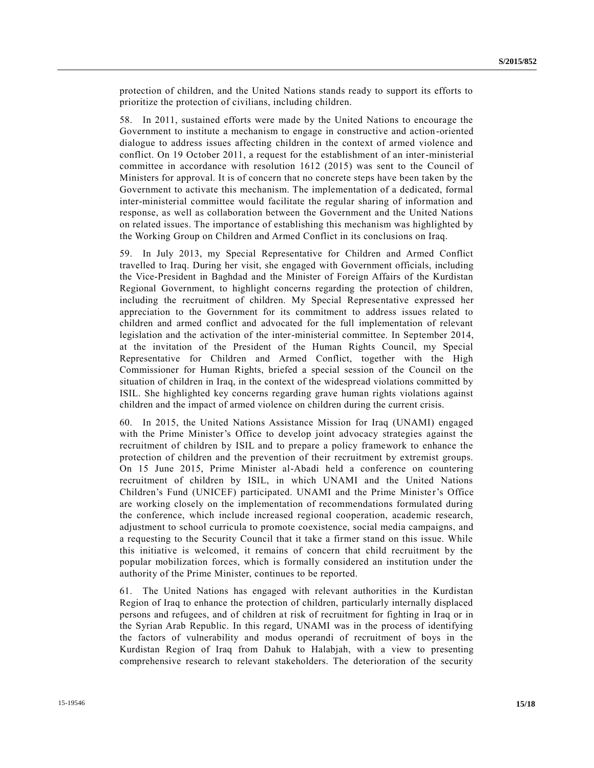protection of children, and the United Nations stands ready to support its efforts to prioritize the protection of civilians, including children.

58. In 2011, sustained efforts were made by the United Nations to encourage the Government to institute a mechanism to engage in constructive and action-oriented dialogue to address issues affecting children in the context of armed violence and conflict. On 19 October 2011, a request for the establishment of an inter-ministerial committee in accordance with resolution 1612 (2015) was sent to the Council of Ministers for approval. It is of concern that no concrete steps have been taken by the Government to activate this mechanism. The implementation of a dedicated, formal inter-ministerial committee would facilitate the regular sharing of information and response, as well as collaboration between the Government and the United Nations on related issues. The importance of establishing this mechanism was highlighted by the Working Group on Children and Armed Conflict in its conclusions on Iraq.

59. In July 2013, my Special Representative for Children and Armed Conflict travelled to Iraq. During her visit, she engaged with Government officials, including the Vice-President in Baghdad and the Minister of Foreign Affairs of the Kurdistan Regional Government, to highlight concerns regarding the protection of children, including the recruitment of children. My Special Representative expressed her appreciation to the Government for its commitment to address issues related to children and armed conflict and advocated for the full implementation of relevant legislation and the activation of the inter-ministerial committee. In September 2014, at the invitation of the President of the Human Rights Council, my Special Representative for Children and Armed Conflict, together with the High Commissioner for Human Rights, briefed a special session of the Council on the situation of children in Iraq, in the context of the widespread violations committed by ISIL. She highlighted key concerns regarding grave human rights violations against children and the impact of armed violence on children during the current crisis.

60. In 2015, the United Nations Assistance Mission for Iraq (UNAMI) engaged with the Prime Minister's Office to develop joint advocacy strategies against the recruitment of children by ISIL and to prepare a policy framework to enhance the protection of children and the prevention of their recruitment by extremist groups. On 15 June 2015, Prime Minister al-Abadi held a conference on countering recruitment of children by ISIL, in which UNAMI and the United Nations Children's Fund (UNICEF) participated. UNAMI and the Prime Minister's Office are working closely on the implementation of recommendations formulated during the conference, which include increased regional cooperation, academic research, adjustment to school curricula to promote coexistence, social media campaigns, and a requesting to the Security Council that it take a firmer stand on this issue. While this initiative is welcomed, it remains of concern that child recruitment by the popular mobilization forces, which is formally considered an institution under the authority of the Prime Minister, continues to be reported.

61. The United Nations has engaged with relevant authorities in the Kurdistan Region of Iraq to enhance the protection of children, particularly internally displaced persons and refugees, and of children at risk of recruitment for fighting in Iraq or in the Syrian Arab Republic. In this regard, UNAMI was in the process of identifying the factors of vulnerability and modus operandi of recruitment of boys in the Kurdistan Region of Iraq from Dahuk to Halabjah, with a view to presenting comprehensive research to relevant stakeholders. The deterioration of the security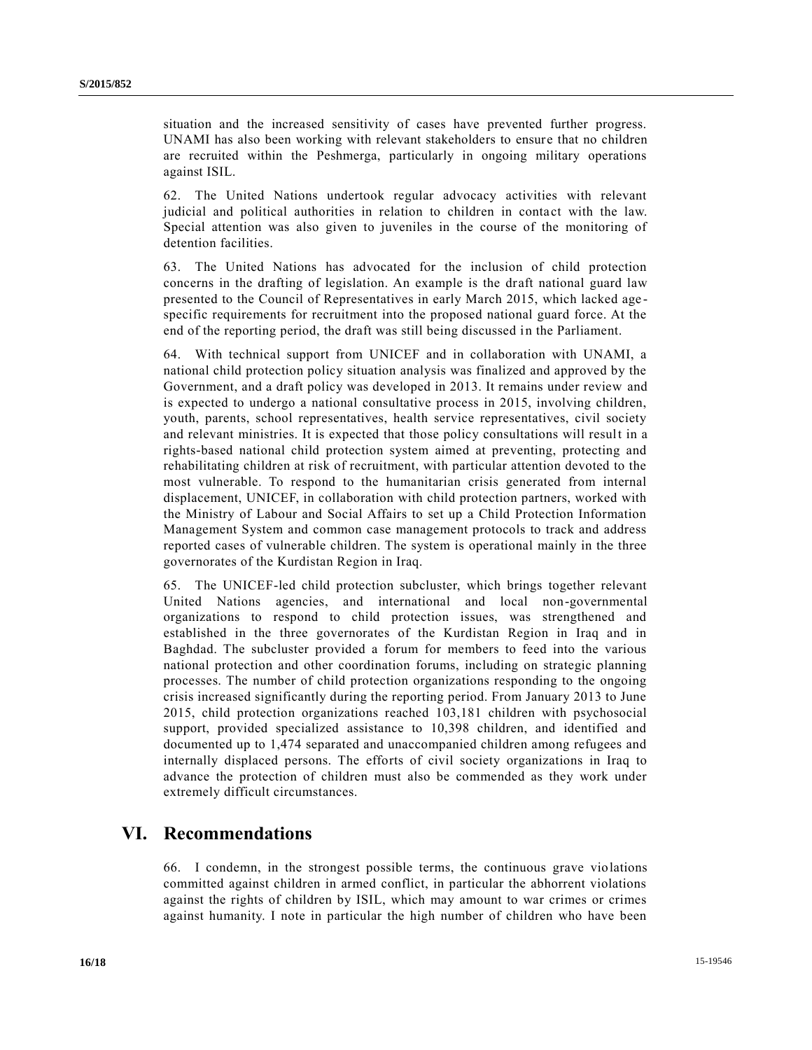situation and the increased sensitivity of cases have prevented further progress. UNAMI has also been working with relevant stakeholders to ensure that no children are recruited within the Peshmerga, particularly in ongoing military operations against ISIL.

62. The United Nations undertook regular advocacy activities with relevant judicial and political authorities in relation to children in contact with the law. Special attention was also given to juveniles in the course of the monitoring of detention facilities.

63. The United Nations has advocated for the inclusion of child protection concerns in the drafting of legislation. An example is the draft national guard law presented to the Council of Representatives in early March 2015, which lacked age-specific requirements for recruitment into the proposed national guard force. At the end of the reporting period, the draft was still being discussed in the Parliament.

64. With technical support from UNICEF and in collaboration with UNAMI, a national child protection policy situation analysis was finalized and approved by the Government, and a draft policy was developed in 2013. It remains under review and is expected to undergo a national consultative process in 2015, involving children, youth, parents, school representatives, health service representatives, civil society and relevant ministries. It is expected that those policy consultations will result in a rights-based national child protection system aimed at preventing, protecting and rehabilitating children at risk of recruitment, with particular attention devoted to the most vulnerable. To respond to the humanitarian crisis generated from internal displacement, UNICEF, in collaboration with child protection partners, worked with the Ministry of Labour and Social Affairs to set up a Child Protection Information Management System and common case management protocols to track and address reported cases of vulnerable children. The system is operational mainly in the three governorates of the Kurdistan Region in Iraq.

65. The UNICEF-led child protection subcluster, which brings together relevant United Nations agencies, and international and local non-governmental organizations to respond to child protection issues, was strengthened and established in the three governorates of the Kurdistan Region in Iraq and in Baghdad. The subcluster provided a forum for members to feed into the various national protection and other coordination forums, including on strategic planning processes. The number of child protection organizations responding to the ongoing crisis increased significantly during the reporting period. From January 2013 to June 2015, child protection organizations reached 103,181 children with psychosocial support, provided specialized assistance to 10,398 children, and identified and documented up to 1,474 separated and unaccompanied children among refugees and internally displaced persons. The efforts of civil society organizations in Iraq to advance the protection of children must also be commended as they work under extremely difficult circumstances.

## VI. Recommendations

66. I condemn, in the strongest possible terms, the continuous grave violations committed against children in armed conflict, in particular the abhorrent violations against the rights of children by ISIL, which may amount to war crimes or crimes against humanity. I note in particular the high number of children who have been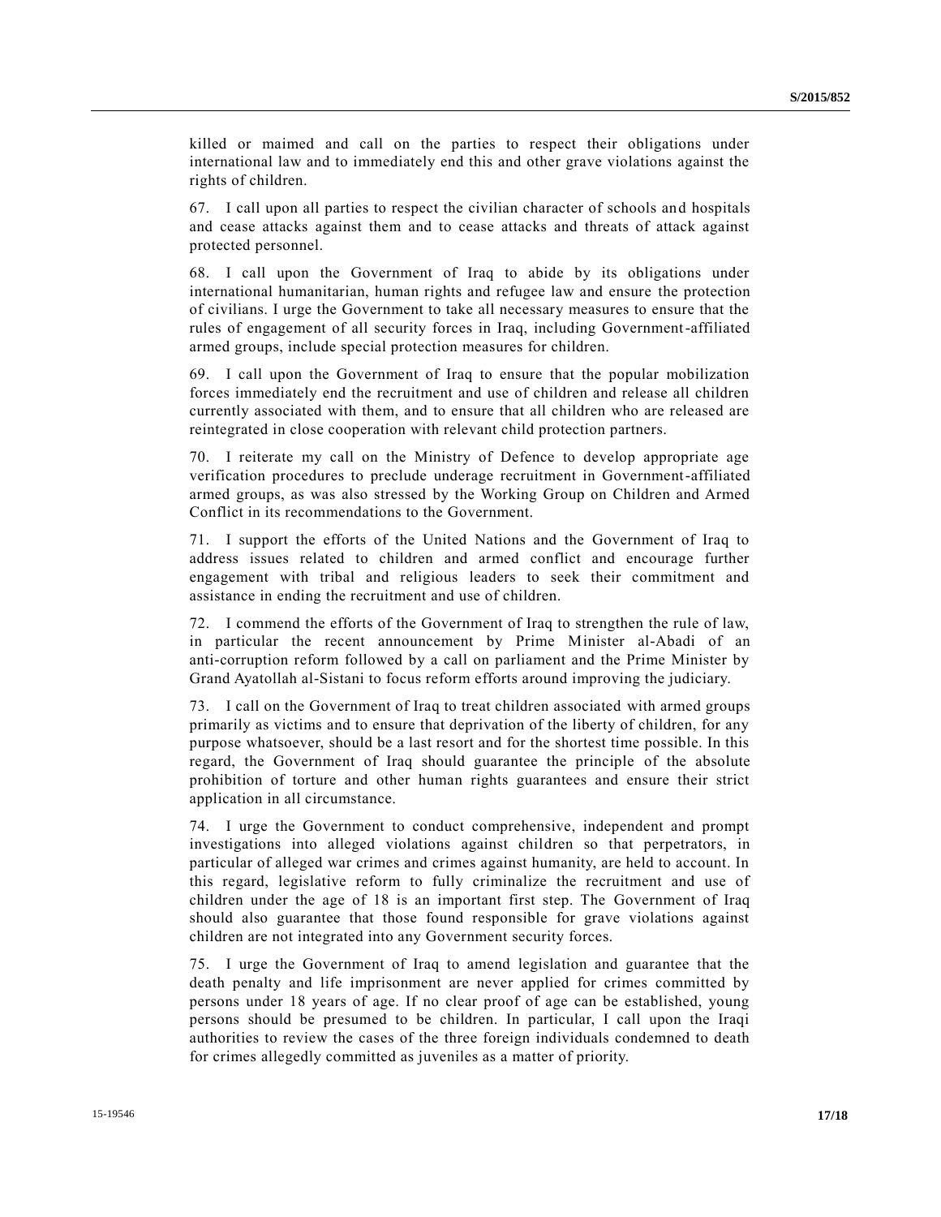killed or maimed and call on the parties to respect their obligations under international law and to immediately end this and other grave violations against the rights of children.

67. I call upon all parties to respect the civilian character of schools and hospitals and cease attacks against them and to cease attacks and threats of attack against protected personnel.

68. I call upon the Government of Iraq to abide by its obligations under international humanitarian, human rights and refugee law and ensure the protection of civilians. I urge the Government to take all necessary measures to ensure that the rules of engagement of all security forces in Iraq, including Government-affiliated armed groups, include special protection measures for children.

69. I call upon the Government of Iraq to ensure that the popular mobilization forces immediately end the recruitment and use of children and release all children currently associated with them, and to ensure that all children who are released are reintegrated in close cooperation with relevant child protection partners.

70. I reiterate my call on the Ministry of Defence to develop appropriate age verification procedures to preclude underage recruitment in Government-affiliated armed groups, as was also stressed by the Working Group on Children and Armed Conflict in its recommendations to the Government.

71. I support the efforts of the United Nations and the Government of Iraq to address issues related to children and armed conflict and encourage further engagement with tribal and religious leaders to seek their commitment and assistance in ending the recruitment and use of children.

72. I commend the efforts of the Government of Iraq to strengthen the rule of law, in particular the recent announcement by Prime Minister al-Abadi of an anti-corruption reform followed by a call on parliament and the Prime Minister by Grand Ayatollah al-Sistani to focus reform efforts around improving the judiciary.

73. I call on the Government of Iraq to treat children associated with armed groups primarily as victims and to ensure that deprivation of the liberty of children, for any purpose whatsoever, should be a last resort and for the shortest time possible. In this regard, the Government of Iraq should guarantee the principle of the absolute prohibition of torture and other human rights guarantees and ensure their strict application in all circumstance.

74. I urge the Government to conduct comprehensive, independent and prompt investigations into alleged violations against children so that perpetrators, in particular of alleged war crimes and crimes against humanity, are held to account. In this regard, legislative reform to fully criminalize the recruitment and use of children under the age of 18 is an important first step. The Government of Iraq should also guarantee that those found responsible for grave violations against children are not integrated into any Government security forces.

75. I urge the Government of Iraq to amend legislation and guarantee that the death penalty and life imprisonment are never applied for crimes committed by persons under 18 years of age. If no clear proof of age can be established, young persons should be presumed to be children. In particular, I call upon the Iraqi authorities to review the cases of the three foreign individuals condemned to death for crimes allegedly committed as juveniles as a matter of priority.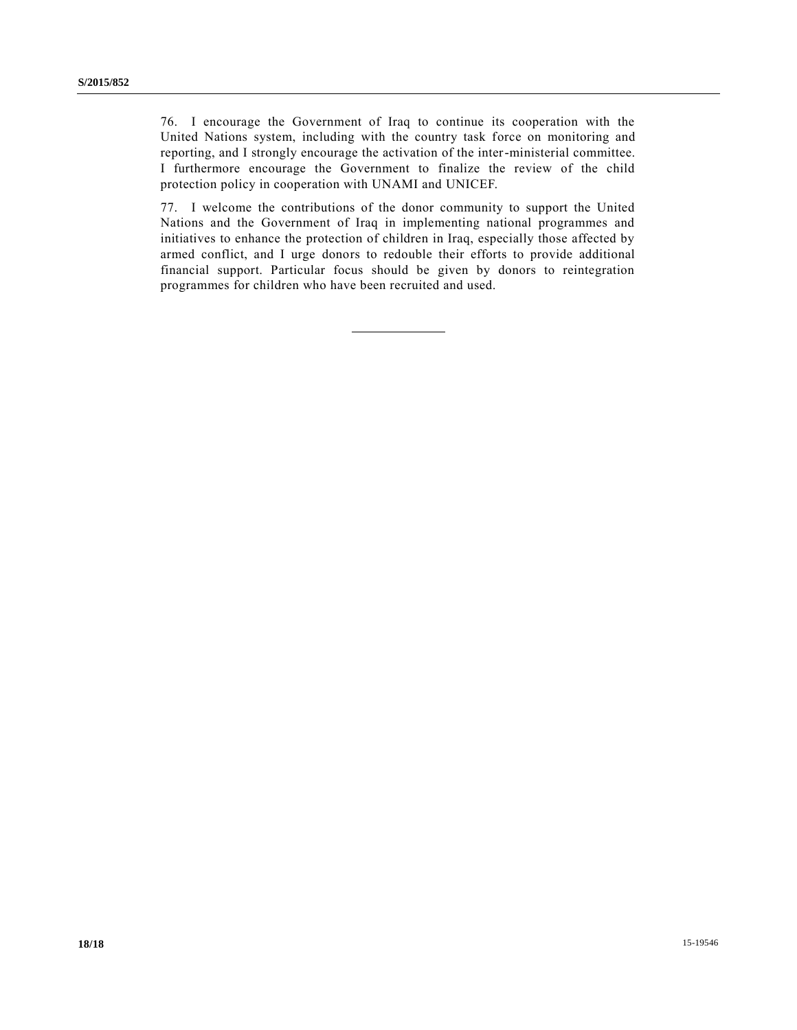76. I encourage the Government of Iraq to continue its cooperation with the United Nations system, including with the country task force on monitoring and reporting, and I strongly encourage the activation of the inter-ministerial committee. I furthermore encourage the Government to finalize the review of the child protection policy in cooperation with UNAMI and UNICEF.

77. I welcome the contributions of the donor community to support the United Nations and the Government of Iraq in implementing national programmes and initiatives to enhance the protection of children in Iraq, especially those affected by armed conflict, and I urge donors to redouble their efforts to provide additional financial support. Particular focus should be given by donors to reintegration programmes for children who have been recruited and used.